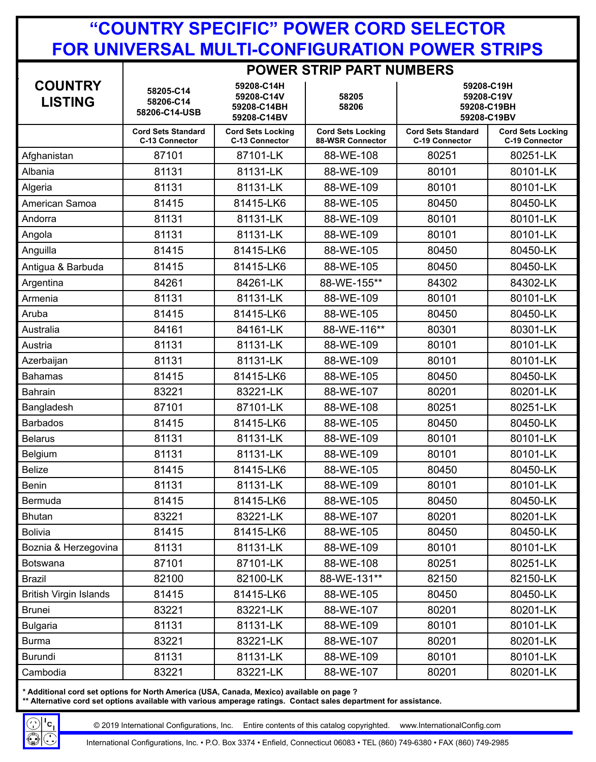# "COUNTRY SPECIFIC" POWER CORD SELECTOR FOR UNIVERSAL MULTI-CONFIGURATION POWER STRIPS

| COUNTRY LISTING | POWER STRIP PART NUMBERS | | | | |
|---|---|---|---|---|---|
| | 58205-C14 58206-C14 58206-C14-USB | 59208-C14H 59208-C14V 59208-C14BH 59208-C14BV | 58205 58206 | 59208-C19H 59208-C19V 59208-C19BH 59208-C19BV | |
| | Cord Sets Standard C-13 Connector | Cord Sets Locking C-13 Connector | Cord Sets Locking 88-WSR Connector | Cord Sets Standard C-19 Connector | Cord Sets Locking C-19 Connector |
| Afghanistan | 87101 | 87101-LK | 88-WE-108 | 80251 | 80251-LK |
| Albania | 81131 | 81131-LK | 88-WE-109 | 80101 | 80101-LK |
| Algeria | 81131 | 81131-LK | 88-WE-109 | 80101 | 80101-LK |
| American Samoa | 81415 | 81415-LK6 | 88-WE-105 | 80450 | 80450-LK |
| Andorra | 81131 | 81131-LK | 88-WE-109 | 80101 | 80101-LK |
| Angola | 81131 | 81131-LK | 88-WE-109 | 80101 | 80101-LK |
| Anguilla | 81415 | 81415-LK6 | 88-WE-105 | 80450 | 80450-LK |
| Antigua & Barbuda | 81415 | 81415-LK6 | 88-WE-105 | 80450 | 80450-LK |
| Argentina | 84261 | 84261-LK | 88-WE-155** | 84302 | 84302-LK |
| Armenia | 81131 | 81131-LK | 88-WE-109 | 80101 | 80101-LK |
| Aruba | 81415 | 81415-LK6 | 88-WE-105 | 80450 | 80450-LK |
| Australia | 84161 | 84161-LK | 88-WE-116** | 80301 | 80301-LK |
| Austria | 81131 | 81131-LK | 88-WE-109 | 80101 | 80101-LK |
| Azerbaijan | 81131 | 81131-LK | 88-WE-109 | 80101 | 80101-LK |
| Bahamas | 81415 | 81415-LK6 | 88-WE-105 | 80450 | 80450-LK |
| Bahrain | 83221 | 83221-LK | 88-WE-107 | 80201 | 80201-LK |
| Bangladesh | 87101 | 87101-LK | 88-WE-108 | 80251 | 80251-LK |
| Barbados | 81415 | 81415-LK6 | 88-WE-105 | 80450 | 80450-LK |
| Belarus | 81131 | 81131-LK | 88-WE-109 | 80101 | 80101-LK |
| Belgium | 81131 | 81131-LK | 88-WE-109 | 80101 | 80101-LK |
| Belize | 81415 | 81415-LK6 | 88-WE-105 | 80450 | 80450-LK |
| Benin | 81131 | 81131-LK | 88-WE-109 | 80101 | 80101-LK |
| Bermuda | 81415 | 81415-LK6 | 88-WE-105 | 80450 | 80450-LK |
| Bhutan | 83221 | 83221-LK | 88-WE-107 | 80201 | 80201-LK |
| Bolivia | 81415 | 81415-LK6 | 88-WE-105 | 80450 | 80450-LK |
| Boznia & Herzegovina | 81131 | 81131-LK | 88-WE-109 | 80101 | 80101-LK |
| Botswana | 87101 | 87101-LK | 88-WE-108 | 80251 | 80251-LK |
| Brazil | 82100 | 82100-LK | 88-WE-131** | 82150 | 82150-LK |
| British Virgin Islands | 81415 | 81415-LK6 | 88-WE-105 | 80450 | 80450-LK |
| Brunei | 83221 | 83221-LK | 88-WE-107 | 80201 | 80201-LK |
| Bulgaria | 81131 | 81131-LK | 88-WE-109 | 80101 | 80101-LK |
| Burma | 83221 | 83221-LK | 88-WE-107 | 80201 | 80201-LK |
| Burundi | 81131 | 81131-LK | 88-WE-109 | 80101 | 80101-LK |
| Cambodia | 83221 | 83221-LK | 88-WE-107 | 80201 | 80201-LK |

**\* Additional cord set options for North America (USA, Canada, Mexico) available on page ?**

**\*\* Alternative cord set options available with various amperage ratings. Contact sales department for assistance.**

© 2019 International Configurations, Inc. Entire contents of this catalog copyrighted. www.InternationalConfig.com

International Configurations, Inc. • P.O. Box 3374 • Enfield, Connecticut 06083 • TEL (860) 749-6380 • FAX (860) 749-2985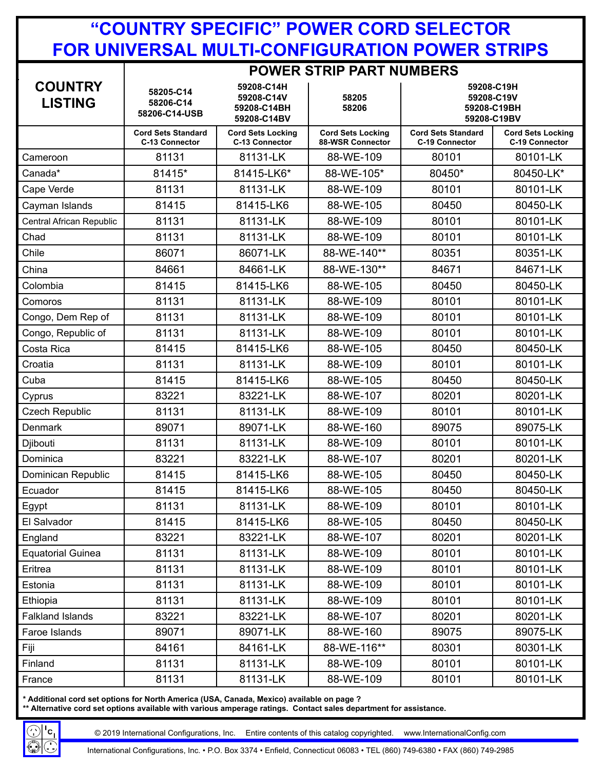# "COUNTRY SPECIFIC" POWER CORD SELECTOR FOR UNIVERSAL MULTI-CONFIGURATION POWER STRIPS

| COUNTRY LISTING | POWER STRIP PART NUMBERS | | | | |
|---|---|---|---|---|---|
| | 58205-C14 58206-C14 58206-C14-USB | 59208-C14H 59208-C14V 59208-C14BH 59208-C14BV | 58205 58206 | 59208-C19H 59208-C19V 59208-C19BH 59208-C19BV | |
| | Cord Sets Standard C-13 Connector | Cord Sets Locking C-13 Connector | Cord Sets Locking 88-WSR Connector | Cord Sets Standard C-19 Connector | Cord Sets Locking C-19 Connector |
| Cameroon | 81131 | 81131-LK | 88-WE-109 | 80101 | 80101-LK |
| Canada* | 81415* | 81415-LK6* | 88-WE-105* | 80450* | 80450-LK* |
| Cape Verde | 81131 | 81131-LK | 88-WE-109 | 80101 | 80101-LK |
| Cayman Islands | 81415 | 81415-LK6 | 88-WE-105 | 80450 | 80450-LK |
| Central African Republic | 81131 | 81131-LK | 88-WE-109 | 80101 | 80101-LK |
| Chad | 81131 | 81131-LK | 88-WE-109 | 80101 | 80101-LK |
| Chile | 86071 | 86071-LK | 88-WE-140** | 80351 | 80351-LK |
| China | 84661 | 84661-LK | 88-WE-130** | 84671 | 84671-LK |
| Colombia | 81415 | 81415-LK6 | 88-WE-105 | 80450 | 80450-LK |
| Comoros | 81131 | 81131-LK | 88-WE-109 | 80101 | 80101-LK |
| Congo, Dem Rep of | 81131 | 81131-LK | 88-WE-109 | 80101 | 80101-LK |
| Congo, Republic of | 81131 | 81131-LK | 88-WE-109 | 80101 | 80101-LK |
| Costa Rica | 81415 | 81415-LK6 | 88-WE-105 | 80450 | 80450-LK |
| Croatia | 81131 | 81131-LK | 88-WE-109 | 80101 | 80101-LK |
| Cuba | 81415 | 81415-LK6 | 88-WE-105 | 80450 | 80450-LK |
| Cyprus | 83221 | 83221-LK | 88-WE-107 | 80201 | 80201-LK |
| Czech Republic | 81131 | 81131-LK | 88-WE-109 | 80101 | 80101-LK |
| Denmark | 89071 | 89071-LK | 88-WE-160 | 89075 | 89075-LK |
| Djibouti | 81131 | 81131-LK | 88-WE-109 | 80101 | 80101-LK |
| Dominica | 83221 | 83221-LK | 88-WE-107 | 80201 | 80201-LK |
| Dominican Republic | 81415 | 81415-LK6 | 88-WE-105 | 80450 | 80450-LK |
| Ecuador | 81415 | 81415-LK6 | 88-WE-105 | 80450 | 80450-LK |
| Egypt | 81131 | 81131-LK | 88-WE-109 | 80101 | 80101-LK |
| El Salvador | 81415 | 81415-LK6 | 88-WE-105 | 80450 | 80450-LK |
| England | 83221 | 83221-LK | 88-WE-107 | 80201 | 80201-LK |
| Equatorial Guinea | 81131 | 81131-LK | 88-WE-109 | 80101 | 80101-LK |
| Eritrea | 81131 | 81131-LK | 88-WE-109 | 80101 | 80101-LK |
| Estonia | 81131 | 81131-LK | 88-WE-109 | 80101 | 80101-LK |
| Ethiopia | 81131 | 81131-LK | 88-WE-109 | 80101 | 80101-LK |
| Falkland Islands | 83221 | 83221-LK | 88-WE-107 | 80201 | 80201-LK |
| Faroe Islands | 89071 | 89071-LK | 88-WE-160 | 89075 | 89075-LK |
| Fiji | 84161 | 84161-LK | 88-WE-116** | 80301 | 80301-LK |
| Finland | 81131 | 81131-LK | 88-WE-109 | 80101 | 80101-LK |
| France | 81131 | 81131-LK | 88-WE-109 | 80101 | 80101-LK |

**\* Additional cord set options for North America (USA, Canada, Mexico) available on page ?**
**\*\* Alternative cord set options available with various amperage ratings. Contact sales department for assistance.**

© 2019 International Configurations, Inc. Entire contents of this catalog copyrighted. www.InternationalConfig.com

International Configurations, Inc. • P.O. Box 3374 • Enfield, Connecticut 06083 • TEL (860) 749-6380 • FAX (860) 749-2985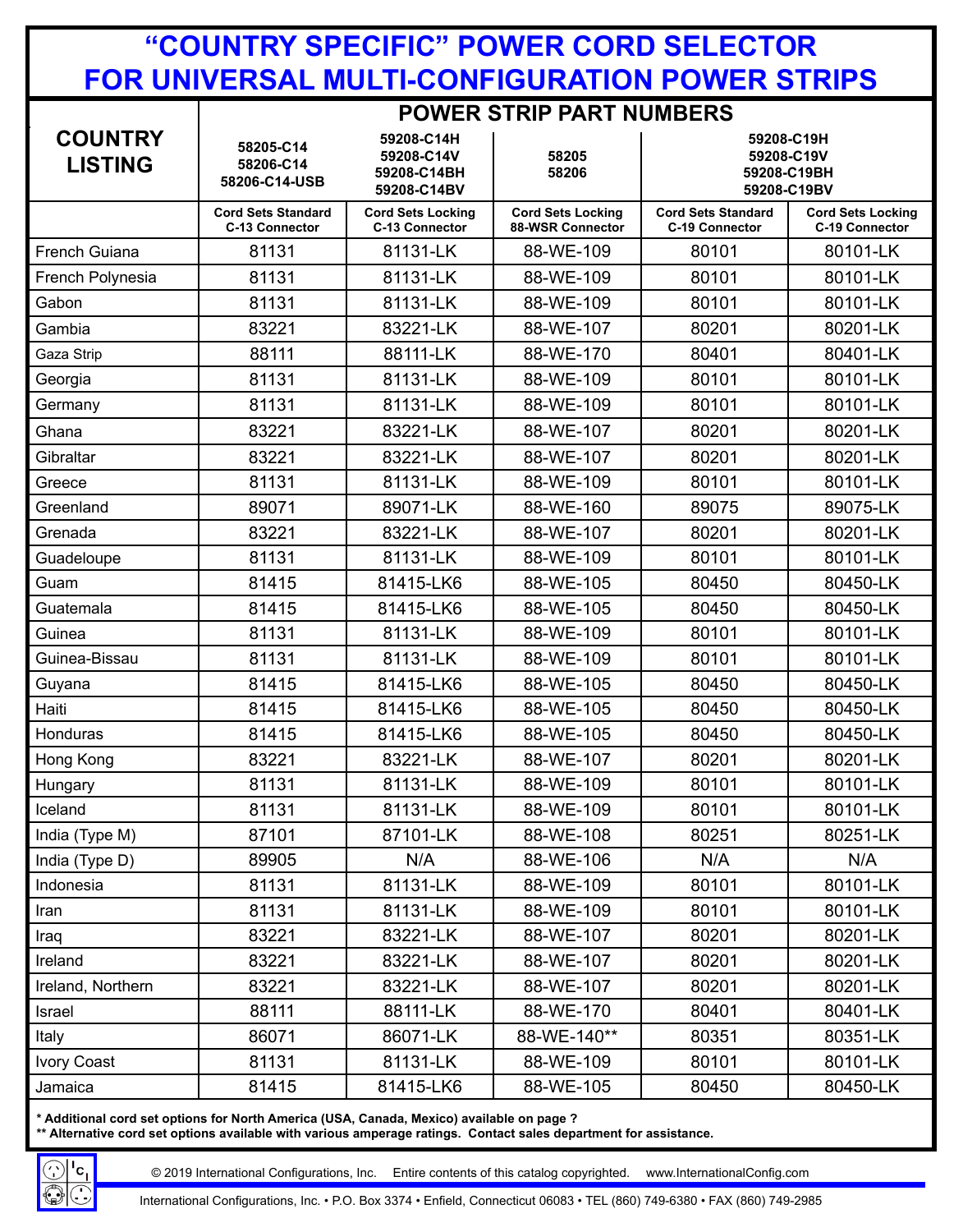# "COUNTRY SPECIFIC" POWER CORD SELECTOR FOR UNIVERSAL MULTI-CONFIGURATION POWER STRIPS

| COUNTRY LISTING | POWER STRIP PART NUMBERS | | | | |
|---|---|---|---|---|---|
| | 58205-C14 58206-C14 58206-C14-USB | 59208-C14H 59208-C14V 59208-C14BH 59208-C14BV | 58205 58206 | 59208-C19H 59208-C19V 59208-C19BH 59208-C19BV | |
| | Cord Sets Standard C-13 Connector | Cord Sets Locking C-13 Connector | Cord Sets Locking 88-WSR Connector | Cord Sets Standard C-19 Connector | Cord Sets Locking C-19 Connector |
| French Guiana | 81131 | 81131-LK | 88-WE-109 | 80101 | 80101-LK |
| French Polynesia | 81131 | 81131-LK | 88-WE-109 | 80101 | 80101-LK |
| Gabon | 81131 | 81131-LK | 88-WE-109 | 80101 | 80101-LK |
| Gambia | 83221 | 83221-LK | 88-WE-107 | 80201 | 80201-LK |
| Gaza Strip | 88111 | 88111-LK | 88-WE-170 | 80401 | 80401-LK |
| Georgia | 81131 | 81131-LK | 88-WE-109 | 80101 | 80101-LK |
| Germany | 81131 | 81131-LK | 88-WE-109 | 80101 | 80101-LK |
| Ghana | 83221 | 83221-LK | 88-WE-107 | 80201 | 80201-LK |
| Gibraltar | 83221 | 83221-LK | 88-WE-107 | 80201 | 80201-LK |
| Greece | 81131 | 81131-LK | 88-WE-109 | 80101 | 80101-LK |
| Greenland | 89071 | 89071-LK | 88-WE-160 | 89075 | 89075-LK |
| Grenada | 83221 | 83221-LK | 88-WE-107 | 80201 | 80201-LK |
| Guadeloupe | 81131 | 81131-LK | 88-WE-109 | 80101 | 80101-LK |
| Guam | 81415 | 81415-LK6 | 88-WE-105 | 80450 | 80450-LK |
| Guatemala | 81415 | 81415-LK6 | 88-WE-105 | 80450 | 80450-LK |
| Guinea | 81131 | 81131-LK | 88-WE-109 | 80101 | 80101-LK |
| Guinea-Bissau | 81131 | 81131-LK | 88-WE-109 | 80101 | 80101-LK |
| Guyana | 81415 | 81415-LK6 | 88-WE-105 | 80450 | 80450-LK |
| Haiti | 81415 | 81415-LK6 | 88-WE-105 | 80450 | 80450-LK |
| Honduras | 81415 | 81415-LK6 | 88-WE-105 | 80450 | 80450-LK |
| Hong Kong | 83221 | 83221-LK | 88-WE-107 | 80201 | 80201-LK |
| Hungary | 81131 | 81131-LK | 88-WE-109 | 80101 | 80101-LK |
| Iceland | 81131 | 81131-LK | 88-WE-109 | 80101 | 80101-LK |
| India (Type M) | 87101 | 87101-LK | 88-WE-108 | 80251 | 80251-LK |
| India (Type D) | 89905 | N/A | 88-WE-106 | N/A | N/A |
| Indonesia | 81131 | 81131-LK | 88-WE-109 | 80101 | 80101-LK |
| Iran | 81131 | 81131-LK | 88-WE-109 | 80101 | 80101-LK |
| Iraq | 83221 | 83221-LK | 88-WE-107 | 80201 | 80201-LK |
| Ireland | 83221 | 83221-LK | 88-WE-107 | 80201 | 80201-LK |
| Ireland, Northern | 83221 | 83221-LK | 88-WE-107 | 80201 | 80201-LK |
| Israel | 88111 | 88111-LK | 88-WE-170 | 80401 | 80401-LK |
| Italy | 86071 | 86071-LK | 88-WE-140** | 80351 | 80351-LK |
| Ivory Coast | 81131 | 81131-LK | 88-WE-109 | 80101 | 80101-LK |
| Jamaica | 81415 | 81415-LK6 | 88-WE-105 | 80450 | 80450-LK |

**\* Additional cord set options for North America (USA, Canada, Mexico) available on page ?**
**\*\* Alternative cord set options available with various amperage ratings. Contact sales department for assistance.**

© 2019 International Configurations, Inc. Entire contents of this catalog copyrighted. www.InternationalConfig.com

International Configurations, Inc. • P.O. Box 3374 • Enfield, Connecticut 06083 • TEL (860) 749-6380 • FAX (860) 749-2985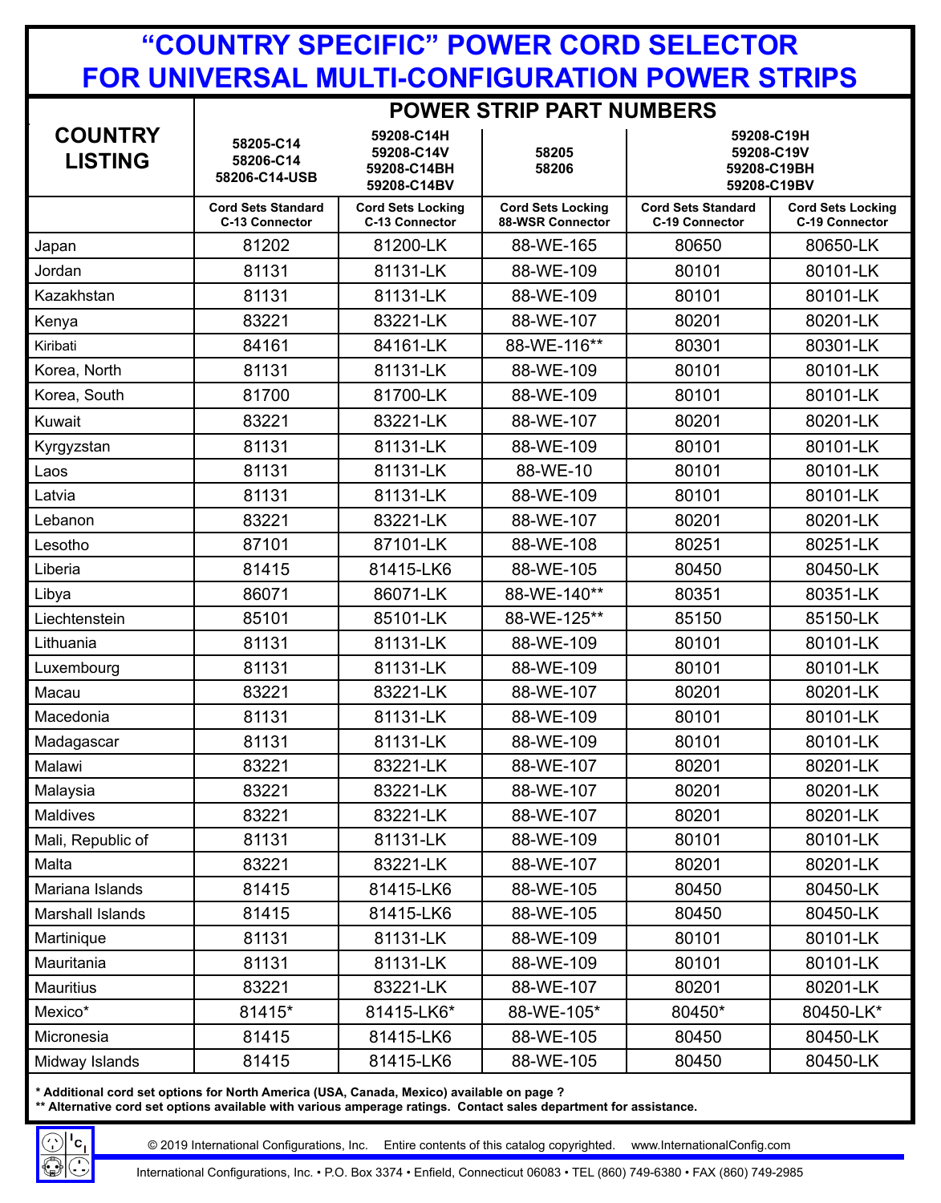# "COUNTRY SPECIFIC" POWER CORD SELECTOR FOR UNIVERSAL MULTI-CONFIGURATION POWER STRIPS

| COUNTRY LISTING | POWER STRIP PART NUMBERS | | | | |
|---|---|---|---|---|---|
| | 58205-C14 58206-C14 58206-C14-USB | 59208-C14H 59208-C14V 59208-C14BH 59208-C14BV | 58205 58206 | 59208-C19H 59208-C19V 59208-C19BH 59208-C19BV | |
| | Cord Sets Standard C-13 Connector | Cord Sets Locking C-13 Connector | Cord Sets Locking 88-WSR Connector | Cord Sets Standard C-19 Connector | Cord Sets Locking C-19 Connector |
| Japan | 81202 | 81200-LK | 88-WE-165 | 80650 | 80650-LK |
| Jordan | 81131 | 81131-LK | 88-WE-109 | 80101 | 80101-LK |
| Kazakhstan | 81131 | 81131-LK | 88-WE-109 | 80101 | 80101-LK |
| Kenya | 83221 | 83221-LK | 88-WE-107 | 80201 | 80201-LK |
| Kiribati | 84161 | 84161-LK | 88-WE-116** | 80301 | 80301-LK |
| Korea, North | 81131 | 81131-LK | 88-WE-109 | 80101 | 80101-LK |
| Korea, South | 81700 | 81700-LK | 88-WE-109 | 80101 | 80101-LK |
| Kuwait | 83221 | 83221-LK | 88-WE-107 | 80201 | 80201-LK |
| Kyrgyzstan | 81131 | 81131-LK | 88-WE-109 | 80101 | 80101-LK |
| Laos | 81131 | 81131-LK | 88-WE-10 | 80101 | 80101-LK |
| Latvia | 81131 | 81131-LK | 88-WE-109 | 80101 | 80101-LK |
| Lebanon | 83221 | 83221-LK | 88-WE-107 | 80201 | 80201-LK |
| Lesotho | 87101 | 87101-LK | 88-WE-108 | 80251 | 80251-LK |
| Liberia | 81415 | 81415-LK6 | 88-WE-105 | 80450 | 80450-LK |
| Libya | 86071 | 86071-LK | 88-WE-140** | 80351 | 80351-LK |
| Liechtenstein | 85101 | 85101-LK | 88-WE-125** | 85150 | 85150-LK |
| Lithuania | 81131 | 81131-LK | 88-WE-109 | 80101 | 80101-LK |
| Luxembourg | 81131 | 81131-LK | 88-WE-109 | 80101 | 80101-LK |
| Macau | 83221 | 83221-LK | 88-WE-107 | 80201 | 80201-LK |
| Macedonia | 81131 | 81131-LK | 88-WE-109 | 80101 | 80101-LK |
| Madagascar | 81131 | 81131-LK | 88-WE-109 | 80101 | 80101-LK |
| Malawi | 83221 | 83221-LK | 88-WE-107 | 80201 | 80201-LK |
| Malaysia | 83221 | 83221-LK | 88-WE-107 | 80201 | 80201-LK |
| Maldives | 83221 | 83221-LK | 88-WE-107 | 80201 | 80201-LK |
| Mali, Republic of | 81131 | 81131-LK | 88-WE-109 | 80101 | 80101-LK |
| Malta | 83221 | 83221-LK | 88-WE-107 | 80201 | 80201-LK |
| Mariana Islands | 81415 | 81415-LK6 | 88-WE-105 | 80450 | 80450-LK |
| Marshall Islands | 81415 | 81415-LK6 | 88-WE-105 | 80450 | 80450-LK |
| Martinique | 81131 | 81131-LK | 88-WE-109 | 80101 | 80101-LK |
| Mauritania | 81131 | 81131-LK | 88-WE-109 | 80101 | 80101-LK |
| Mauritius | 83221 | 83221-LK | 88-WE-107 | 80201 | 80201-LK |
| Mexico* | 81415* | 81415-LK6* | 88-WE-105* | 80450* | 80450-LK* |
| Micronesia | 81415 | 81415-LK6 | 88-WE-105 | 80450 | 80450-LK |
| Midway Islands | 81415 | 81415-LK6 | 88-WE-105 | 80450 | 80450-LK |

**\* Additional cord set options for North America (USA, Canada, Mexico) available on page ?**
**\*\* Alternative cord set options available with various amperage ratings. Contact sales department for assistance.**

© 2019 International Configurations, Inc. Entire contents of this catalog copyrighted. www.InternationalConfig.com

International Configurations, Inc. • P.O. Box 3374 • Enfield, Connecticut 06083 • TEL (860) 749-6380 • FAX (860) 749-2985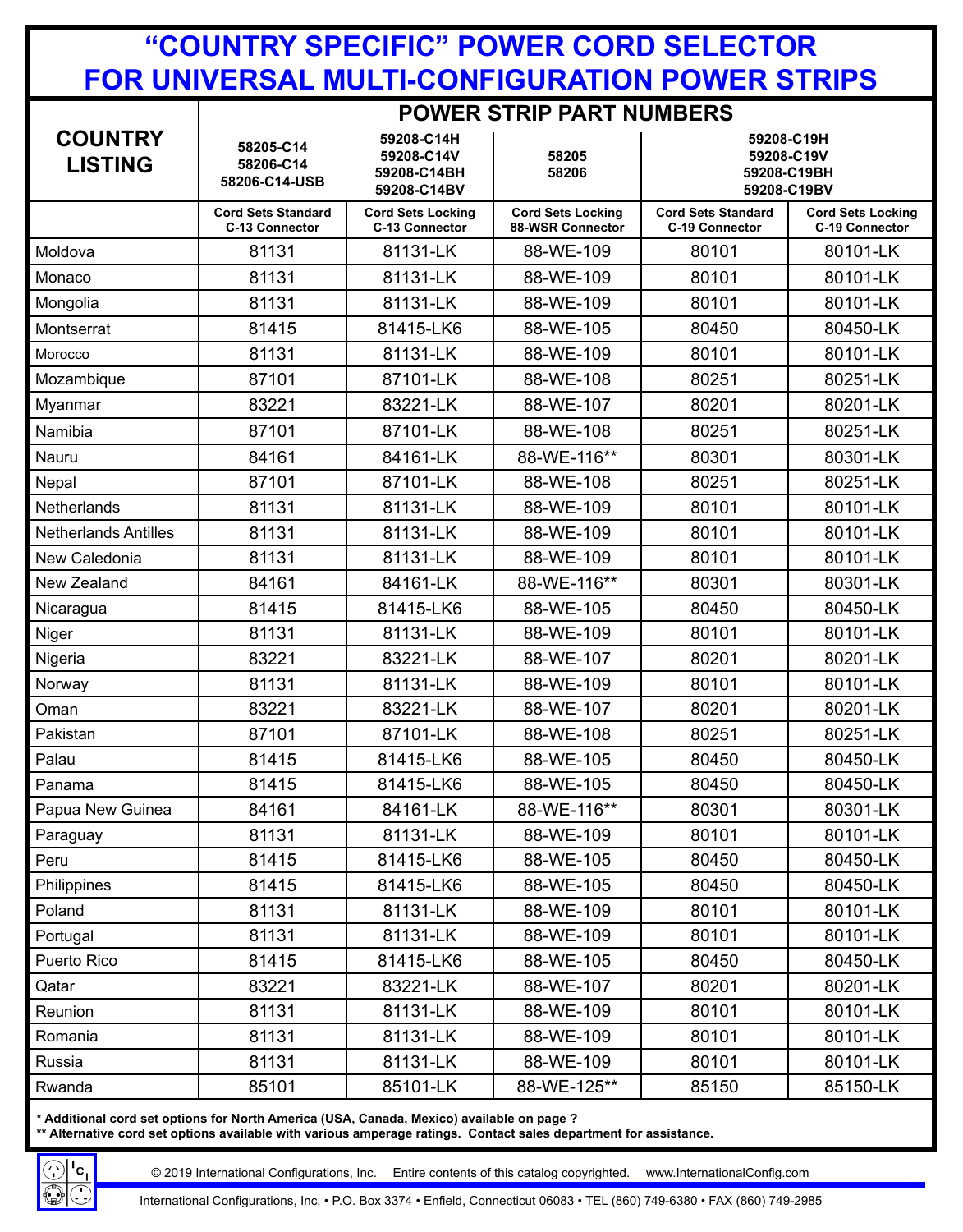# "COUNTRY SPECIFIC" POWER CORD SELECTOR FOR UNIVERSAL MULTI-CONFIGURATION POWER STRIPS

| COUNTRY LISTING | POWER STRIP PART NUMBERS | | | | |
|---|---|---|---|---|---|
| | 58205-C14 58206-C14 58206-C14-USB | 59208-C14H 59208-C14V 59208-C14BH 59208-C14BV | 58205 58206 | 59208-C19H 59208-C19V 59208-C19BH 59208-C19BV | |
| | Cord Sets Standard C-13 Connector | Cord Sets Locking C-13 Connector | Cord Sets Locking 88-WSR Connector | Cord Sets Standard C-19 Connector | Cord Sets Locking C-19 Connector |
| Moldova | 81131 | 81131-LK | 88-WE-109 | 80101 | 80101-LK |
| Monaco | 81131 | 81131-LK | 88-WE-109 | 80101 | 80101-LK |
| Mongolia | 81131 | 81131-LK | 88-WE-109 | 80101 | 80101-LK |
| Montserrat | 81415 | 81415-LK6 | 88-WE-105 | 80450 | 80450-LK |
| Morocco | 81131 | 81131-LK | 88-WE-109 | 80101 | 80101-LK |
| Mozambique | 87101 | 87101-LK | 88-WE-108 | 80251 | 80251-LK |
| Myanmar | 83221 | 83221-LK | 88-WE-107 | 80201 | 80201-LK |
| Namibia | 87101 | 87101-LK | 88-WE-108 | 80251 | 80251-LK |
| Nauru | 84161 | 84161-LK | 88-WE-116** | 80301 | 80301-LK |
| Nepal | 87101 | 87101-LK | 88-WE-108 | 80251 | 80251-LK |
| Netherlands | 81131 | 81131-LK | 88-WE-109 | 80101 | 80101-LK |
| Netherlands Antilles | 81131 | 81131-LK | 88-WE-109 | 80101 | 80101-LK |
| New Caledonia | 81131 | 81131-LK | 88-WE-109 | 80101 | 80101-LK |
| New Zealand | 84161 | 84161-LK | 88-WE-116** | 80301 | 80301-LK |
| Nicaragua | 81415 | 81415-LK6 | 88-WE-105 | 80450 | 80450-LK |
| Niger | 81131 | 81131-LK | 88-WE-109 | 80101 | 80101-LK |
| Nigeria | 83221 | 83221-LK | 88-WE-107 | 80201 | 80201-LK |
| Norway | 81131 | 81131-LK | 88-WE-109 | 80101 | 80101-LK |
| Oman | 83221 | 83221-LK | 88-WE-107 | 80201 | 80201-LK |
| Pakistan | 87101 | 87101-LK | 88-WE-108 | 80251 | 80251-LK |
| Palau | 81415 | 81415-LK6 | 88-WE-105 | 80450 | 80450-LK |
| Panama | 81415 | 81415-LK6 | 88-WE-105 | 80450 | 80450-LK |
| Papua New Guinea | 84161 | 84161-LK | 88-WE-116** | 80301 | 80301-LK |
| Paraguay | 81131 | 81131-LK | 88-WE-109 | 80101 | 80101-LK |
| Peru | 81415 | 81415-LK6 | 88-WE-105 | 80450 | 80450-LK |
| Philippines | 81415 | 81415-LK6 | 88-WE-105 | 80450 | 80450-LK |
| Poland | 81131 | 81131-LK | 88-WE-109 | 80101 | 80101-LK |
| Portugal | 81131 | 81131-LK | 88-WE-109 | 80101 | 80101-LK |
| Puerto Rico | 81415 | 81415-LK6 | 88-WE-105 | 80450 | 80450-LK |
| Qatar | 83221 | 83221-LK | 88-WE-107 | 80201 | 80201-LK |
| Reunion | 81131 | 81131-LK | 88-WE-109 | 80101 | 80101-LK |
| Romania | 81131 | 81131-LK | 88-WE-109 | 80101 | 80101-LK |
| Russia | 81131 | 81131-LK | 88-WE-109 | 80101 | 80101-LK |
| Rwanda | 85101 | 85101-LK | 88-WE-125** | 85150 | 85150-LK |

**\* Additional cord set options for North America (USA, Canada, Mexico) available on page ?**
**\*\* Alternative cord set options available with various amperage ratings. Contact sales department for assistance.**

© 2019 International Configurations, Inc. Entire contents of this catalog copyrighted. www.InternationalConfig.com

International Configurations, Inc. • P.O. Box 3374 • Enfield, Connecticut 06083 • TEL (860) 749-6380 • FAX (860) 749-2985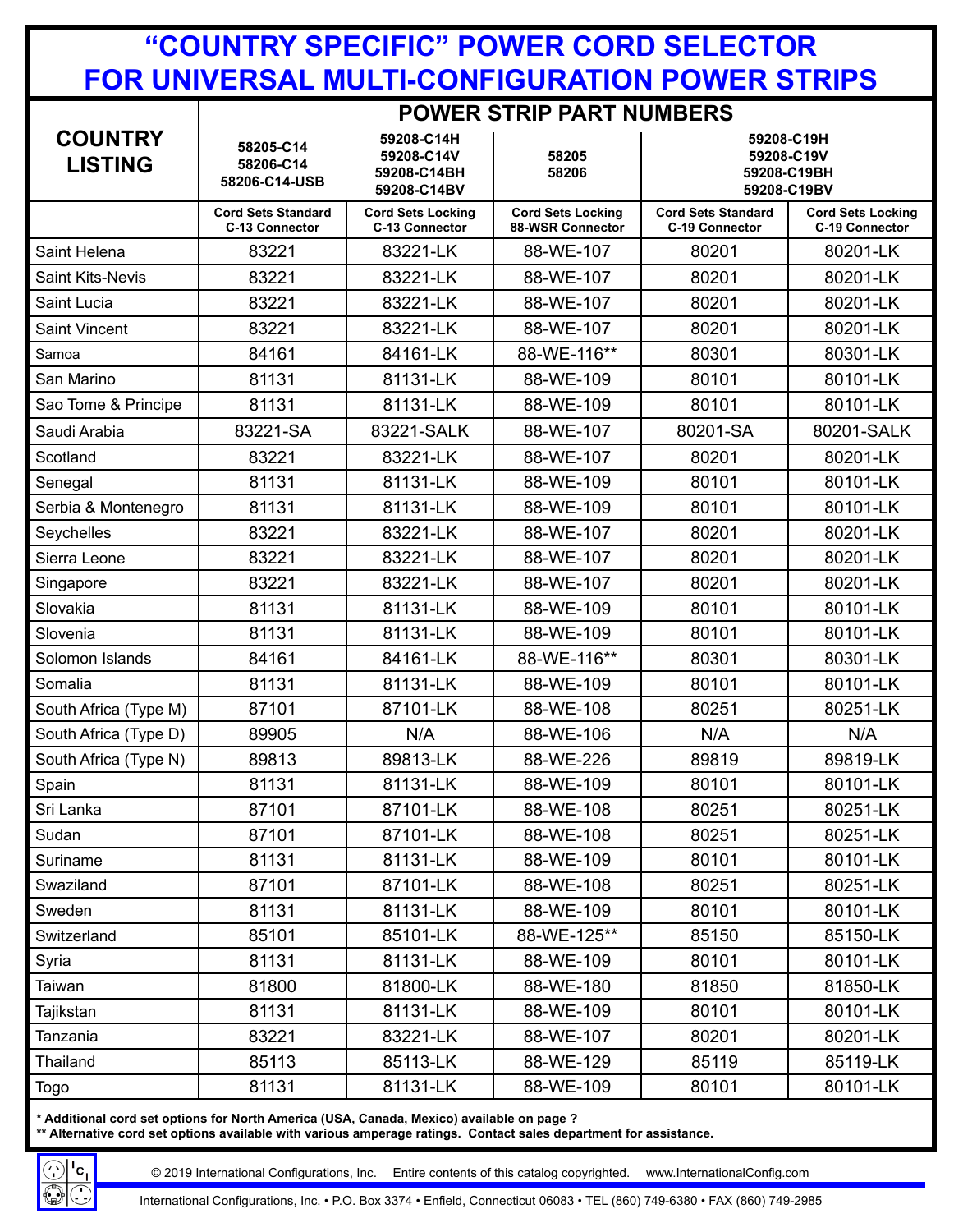# "COUNTRY SPECIFIC" POWER CORD SELECTOR FOR UNIVERSAL MULTI-CONFIGURATION POWER STRIPS

| COUNTRY LISTING | POWER STRIP PART NUMBERS | | | | |
|---|---|---|---|---|---|
| | 58205-C14<br>58206-C14<br>58206-C14-USB | 59208-C14H<br>59208-C14V<br>59208-C14BH<br>59208-C14BV | 58205<br>58206 | 59208-C19H<br>59208-C19V<br>59208-C19BH<br>59208-C19BV | |
| | Cord Sets Standard C-13 Connector | Cord Sets Locking C-13 Connector | Cord Sets Locking 88-WSR Connector | Cord Sets Standard C-19 Connector | Cord Sets Locking C-19 Connector |
| Saint Helena | 83221 | 83221-LK | 88-WE-107 | 80201 | 80201-LK |
| Saint Kits-Nevis | 83221 | 83221-LK | 88-WE-107 | 80201 | 80201-LK |
| Saint Lucia | 83221 | 83221-LK | 88-WE-107 | 80201 | 80201-LK |
| Saint Vincent | 83221 | 83221-LK | 88-WE-107 | 80201 | 80201-LK |
| Samoa | 84161 | 84161-LK | 88-WE-116** | 80301 | 80301-LK |
| San Marino | 81131 | 81131-LK | 88-WE-109 | 80101 | 80101-LK |
| Sao Tome & Principe | 81131 | 81131-LK | 88-WE-109 | 80101 | 80101-LK |
| Saudi Arabia | 83221-SA | 83221-SALK | 88-WE-107 | 80201-SA | 80201-SALK |
| Scotland | 83221 | 83221-LK | 88-WE-107 | 80201 | 80201-LK |
| Senegal | 81131 | 81131-LK | 88-WE-109 | 80101 | 80101-LK |
| Serbia & Montenegro | 81131 | 81131-LK | 88-WE-109 | 80101 | 80101-LK |
| Seychelles | 83221 | 83221-LK | 88-WE-107 | 80201 | 80201-LK |
| Sierra Leone | 83221 | 83221-LK | 88-WE-107 | 80201 | 80201-LK |
| Singapore | 83221 | 83221-LK | 88-WE-107 | 80201 | 80201-LK |
| Slovakia | 81131 | 81131-LK | 88-WE-109 | 80101 | 80101-LK |
| Slovenia | 81131 | 81131-LK | 88-WE-109 | 80101 | 80101-LK |
| Solomon Islands | 84161 | 84161-LK | 88-WE-116** | 80301 | 80301-LK |
| Somalia | 81131 | 81131-LK | 88-WE-109 | 80101 | 80101-LK |
| South Africa (Type M) | 87101 | 87101-LK | 88-WE-108 | 80251 | 80251-LK |
| South Africa (Type D) | 89905 | N/A | 88-WE-106 | N/A | N/A |
| South Africa (Type N) | 89813 | 89813-LK | 88-WE-226 | 89819 | 89819-LK |
| Spain | 81131 | 81131-LK | 88-WE-109 | 80101 | 80101-LK |
| Sri Lanka | 87101 | 87101-LK | 88-WE-108 | 80251 | 80251-LK |
| Sudan | 87101 | 87101-LK | 88-WE-108 | 80251 | 80251-LK |
| Suriname | 81131 | 81131-LK | 88-WE-109 | 80101 | 80101-LK |
| Swaziland | 87101 | 87101-LK | 88-WE-108 | 80251 | 80251-LK |
| Sweden | 81131 | 81131-LK | 88-WE-109 | 80101 | 80101-LK |
| Switzerland | 85101 | 85101-LK | 88-WE-125** | 85150 | 85150-LK |
| Syria | 81131 | 81131-LK | 88-WE-109 | 80101 | 80101-LK |
| Taiwan | 81800 | 81800-LK | 88-WE-180 | 81850 | 81850-LK |
| Tajikstan | 81131 | 81131-LK | 88-WE-109 | 80101 | 80101-LK |
| Tanzania | 83221 | 83221-LK | 88-WE-107 | 80201 | 80201-LK |
| Thailand | 85113 | 85113-LK | 88-WE-129 | 85119 | 85119-LK |
| Togo | 81131 | 81131-LK | 88-WE-109 | 80101 | 80101-LK |

**\* Additional cord set options for North America (USA, Canada, Mexico) available on page ?**

**\*\* Alternative cord set options available with various amperage ratings. Contact sales department for assistance.**

© 2019 International Configurations, Inc. Entire contents of this catalog copyrighted. www.InternationalConfig.com

International Configurations, Inc. • P.O. Box 3374 • Enfield, Connecticut 06083 • TEL (860) 749-6380 • FAX (860) 749-2985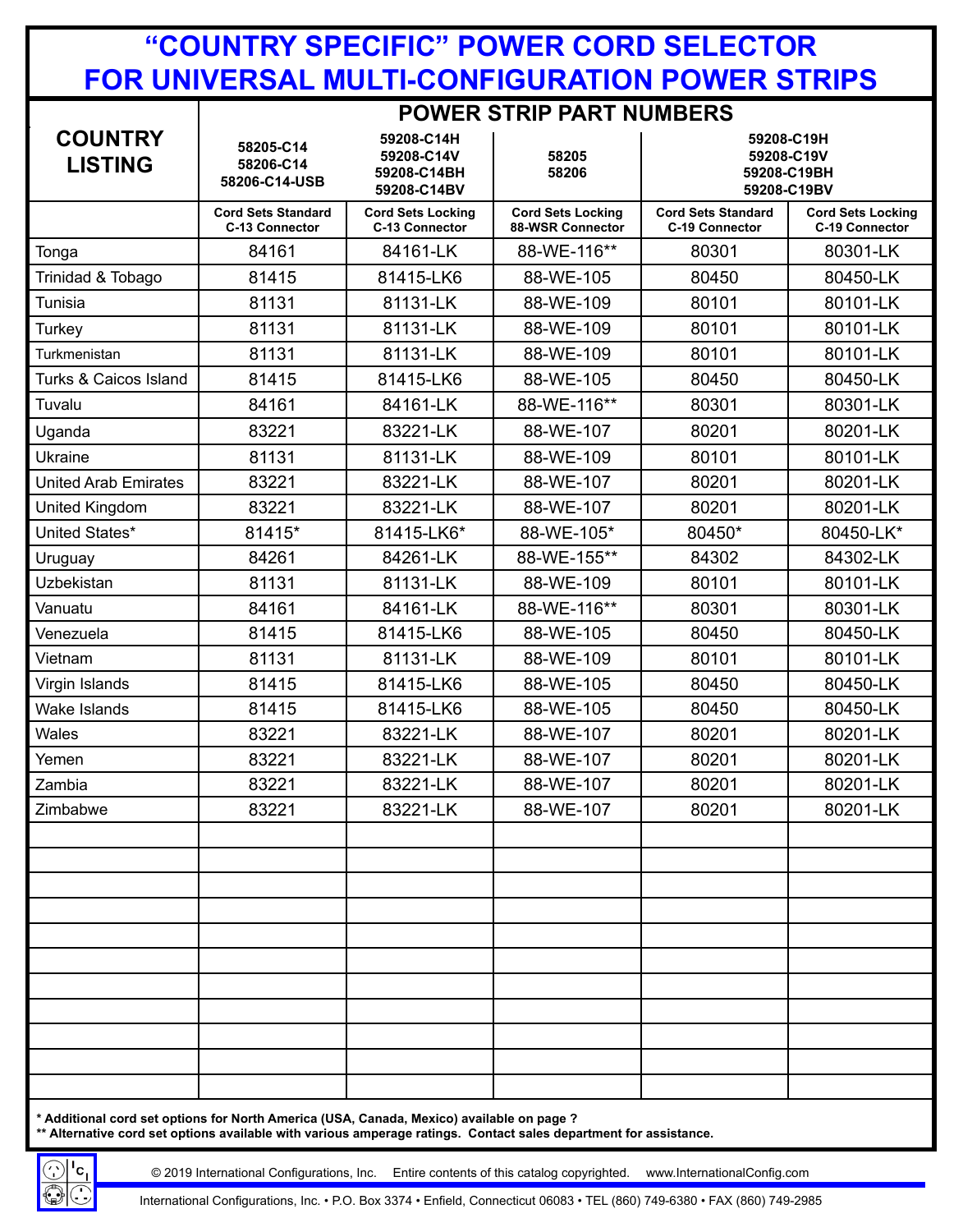# "COUNTRY SPECIFIC" POWER CORD SELECTOR FOR UNIVERSAL MULTI-CONFIGURATION POWER STRIPS

| COUNTRY LISTING | POWER STRIP PART NUMBERS | | | | |
|---|---|---|---|---|---|
| | 58205-C14 58206-C14 58206-C14-USB | 59208-C14H 59208-C14V 59208-C14BH 59208-C14BV | 58205 58206 | 59208-C19H 59208-C19V 59208-C19BH 59208-C19BV | |
| | Cord Sets Standard C-13 Connector | Cord Sets Locking C-13 Connector | Cord Sets Locking 88-WSR Connector | Cord Sets Standard C-19 Connector | Cord Sets Locking C-19 Connector |
| Tonga | 84161 | 84161-LK | 88-WE-116** | 80301 | 80301-LK |
| Trinidad & Tobago | 81415 | 81415-LK6 | 88-WE-105 | 80450 | 80450-LK |
| Tunisia | 81131 | 81131-LK | 88-WE-109 | 80101 | 80101-LK |
| Turkey | 81131 | 81131-LK | 88-WE-109 | 80101 | 80101-LK |
| Turkmenistan | 81131 | 81131-LK | 88-WE-109 | 80101 | 80101-LK |
| Turks & Caicos Island | 81415 | 81415-LK6 | 88-WE-105 | 80450 | 80450-LK |
| Tuvalu | 84161 | 84161-LK | 88-WE-116** | 80301 | 80301-LK |
| Uganda | 83221 | 83221-LK | 88-WE-107 | 80201 | 80201-LK |
| Ukraine | 81131 | 81131-LK | 88-WE-109 | 80101 | 80101-LK |
| United Arab Emirates | 83221 | 83221-LK | 88-WE-107 | 80201 | 80201-LK |
| United Kingdom | 83221 | 83221-LK | 88-WE-107 | 80201 | 80201-LK |
| United States* | 81415* | 81415-LK6* | 88-WE-105* | 80450* | 80450-LK* |
| Uruguay | 84261 | 84261-LK | 88-WE-155** | 84302 | 84302-LK |
| Uzbekistan | 81131 | 81131-LK | 88-WE-109 | 80101 | 80101-LK |
| Vanuatu | 84161 | 84161-LK | 88-WE-116** | 80301 | 80301-LK |
| Venezuela | 81415 | 81415-LK6 | 88-WE-105 | 80450 | 80450-LK |
| Vietnam | 81131 | 81131-LK | 88-WE-109 | 80101 | 80101-LK |
| Virgin Islands | 81415 | 81415-LK6 | 88-WE-105 | 80450 | 80450-LK |
| Wake Islands | 81415 | 81415-LK6 | 88-WE-105 | 80450 | 80450-LK |
| Wales | 83221 | 83221-LK | 88-WE-107 | 80201 | 80201-LK |
| Yemen | 83221 | 83221-LK | 88-WE-107 | 80201 | 80201-LK |
| Zambia | 83221 | 83221-LK | 88-WE-107 | 80201 | 80201-LK |
| Zimbabwe | 83221 | 83221-LK | 88-WE-107 | 80201 | 80201-LK |

**\* Additional cord set options for North America (USA, Canada, Mexico) available on page ?**
**\*\* Alternative cord set options available with various amperage ratings. Contact sales department for assistance.**

© 2019 International Configurations, Inc. Entire contents of this catalog copyrighted. www.InternationalConfig.com

International Configurations, Inc. • P.O. Box 3374 • Enfield, Connecticut 06083 • TEL (860) 749-6380 • FAX (860) 749-2985